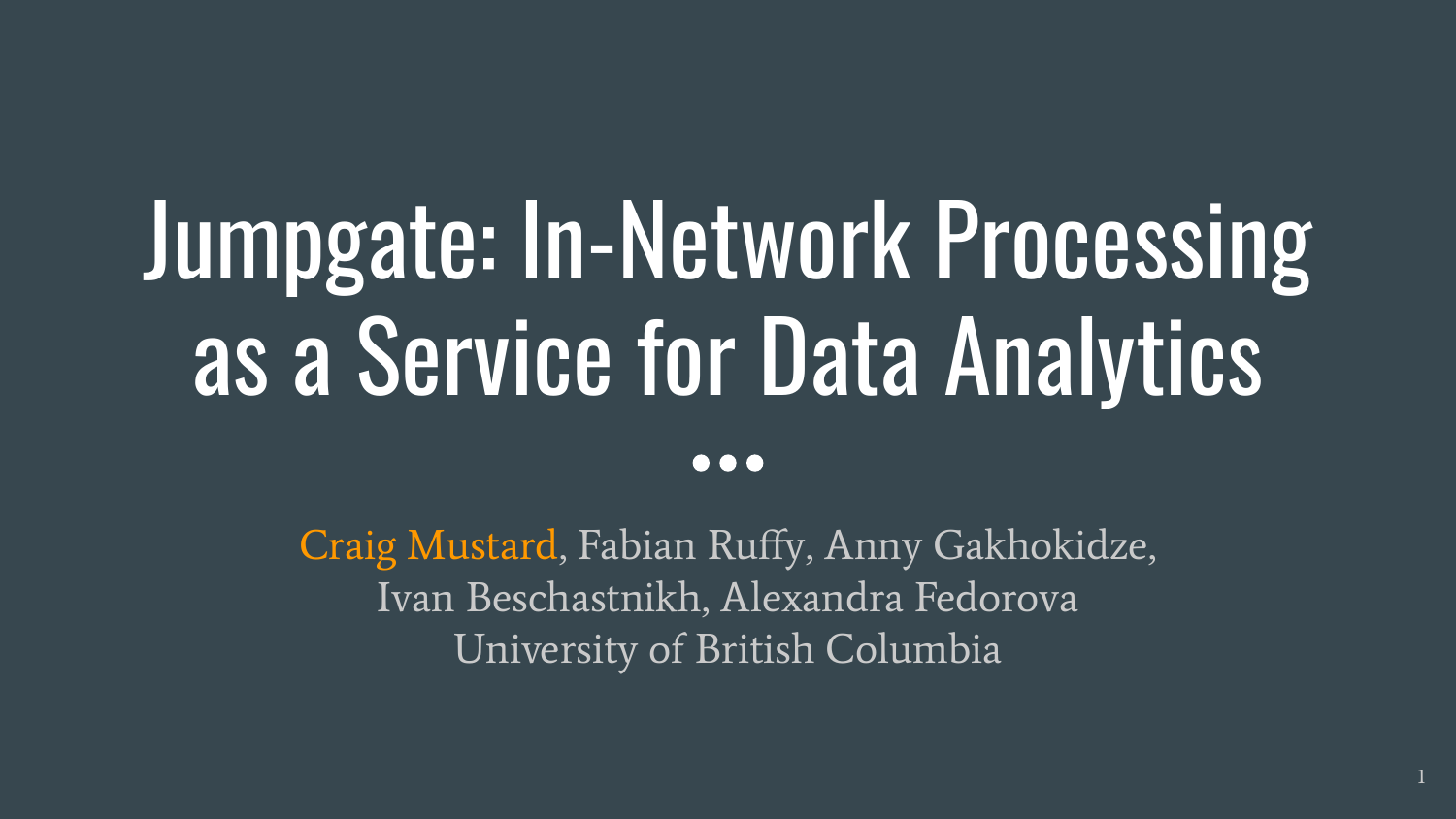# Jumpgate: In-Network Processing as a Service for Data Analytics

Craig Mustard, Fabian Ruffy, Anny Gakhokidze, Ivan Beschastnikh, Alexandra Fedorova

University of British Columbia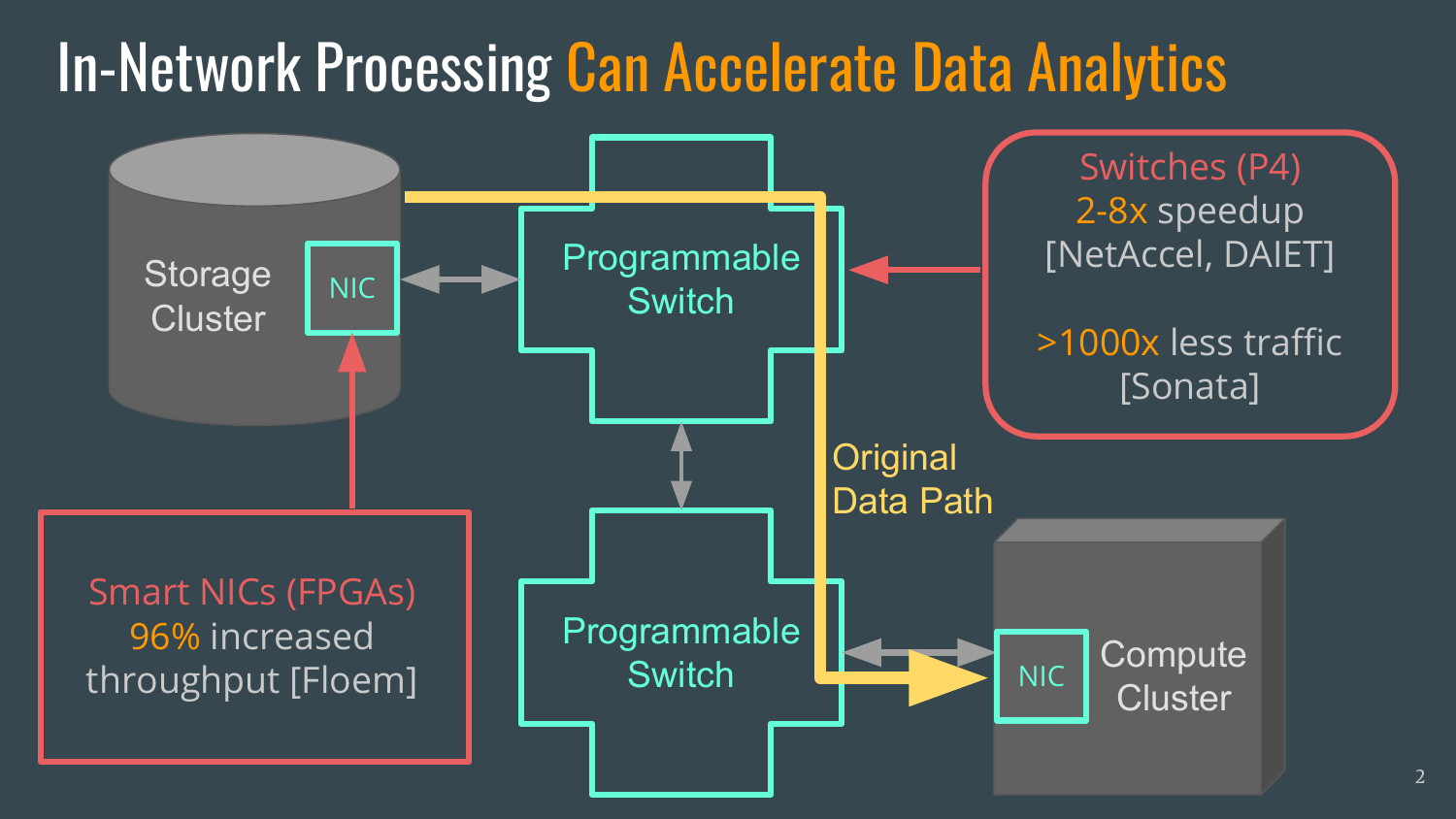# In-Network Processing Can Accelerate Data Analytics

Storage Cluster

NIC

Programmable Switch

Programmable Switch

Original Data Path

NIC

Compute Cluster

Switches (P4)
2-8x speedup
[NetAccel, DAIET]

>1000x less traffic
[Sonata]

Smart NICs (FPGAs)
96% increased throughput [Floem]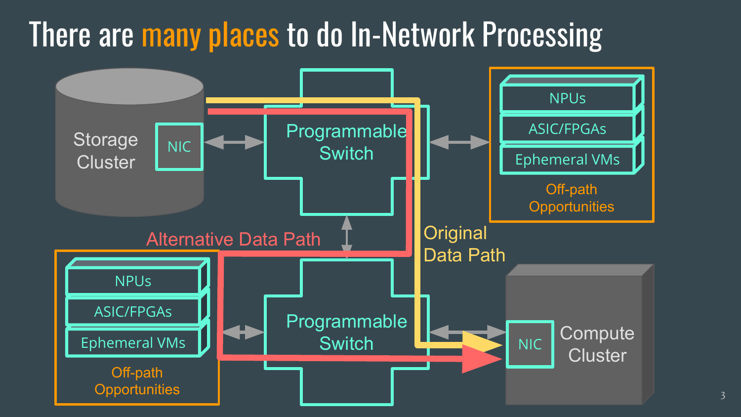# There are many places to do In-Network Processing

Storage Cluster

NIC

Programmable Switch

NPUs

ASIC/FPGAs

Ephemeral VMs

Off-path Opportunities

Alternative Data Path

Original Data Path

NPUs

ASIC/FPGAs

Ephemeral VMs

Off-path Opportunities

Programmable Switch

NIC

Compute Cluster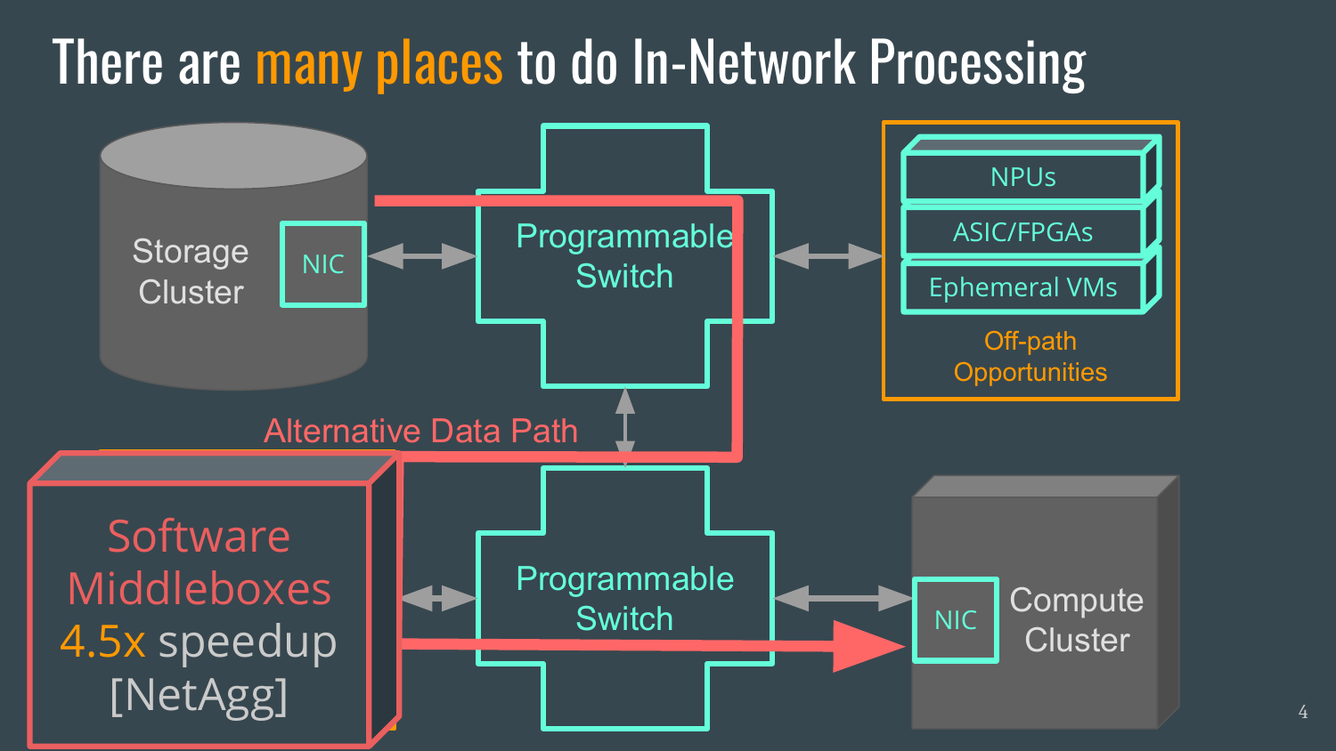# There are many places to do In-Network Processing

Storage Cluster

NIC

Programmable Switch

NPUs

ASIC/FPGAs

Ephemeral VMs

Off-path Opportunities

Alternative Data Path

Software Middleboxes 4.5x speedup [NetAgg]

Programmable Switch

NIC

Compute Cluster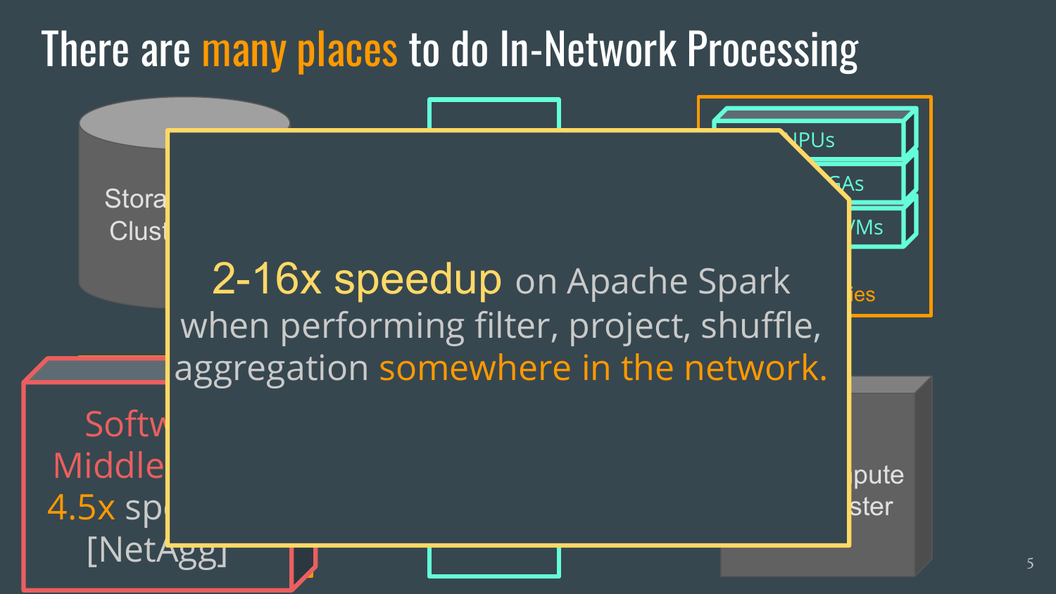# There are many places to do In-Network Processing

Stora
Clust

IPUs
GAs
VMs
ies

**2-16x speedup** on Apache Spark when performing filter, project, shuffle, aggregation somewhere in the network.

Softw
Middle
4.5x sp
[NetAgg]

pute
ster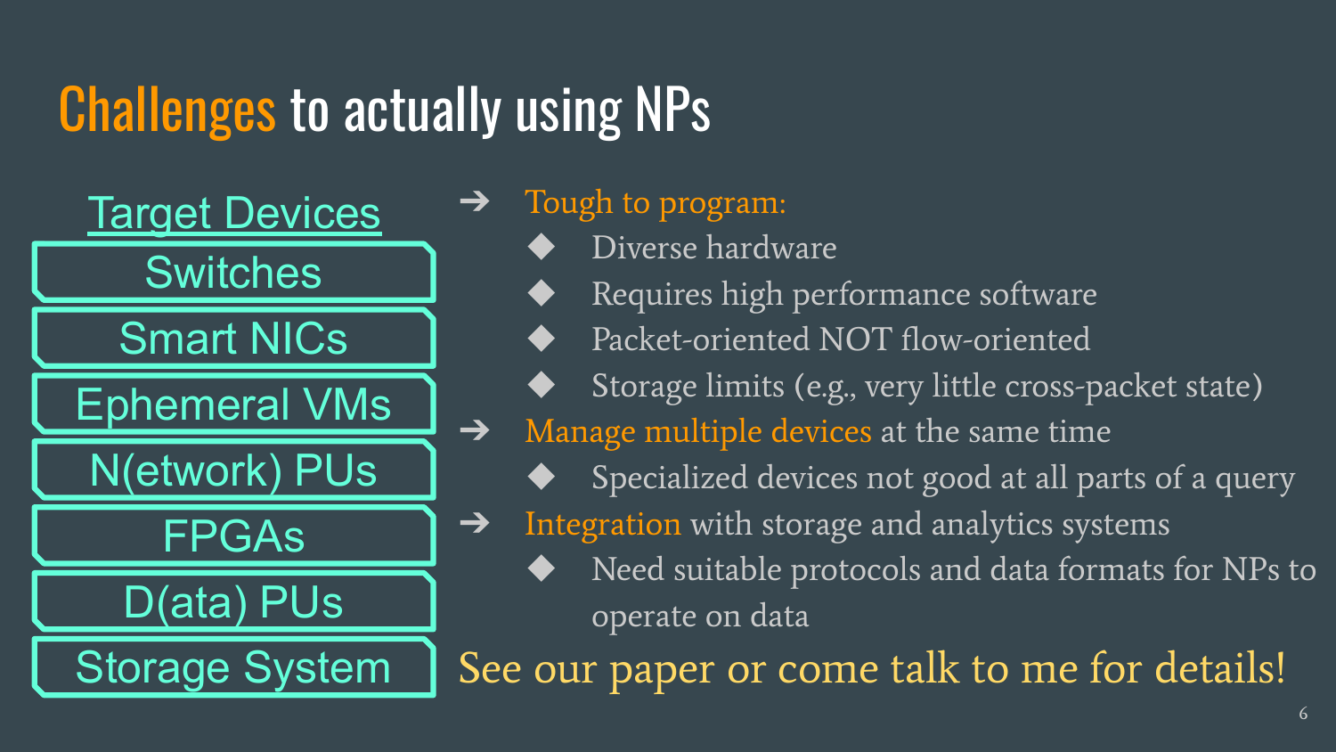# Challenges to actually using NPs

**Target Devices**

- Switches
- Smart NICs
- Ephemeral VMs
- N(etwork) PUs
- FPGAs
- D(ata) PUs
- Storage System

➔ Tough to program:
  - Diverse hardware
  - Requires high performance software
  - Packet-oriented NOT flow-oriented
  - Storage limits (e.g., very little cross-packet state)

➔ Manage multiple devices at the same time
  - Specialized devices not good at all parts of a query

➔ Integration with storage and analytics systems
  - Need suitable protocols and data formats for NPs to operate on data

See our paper or come talk to me for details!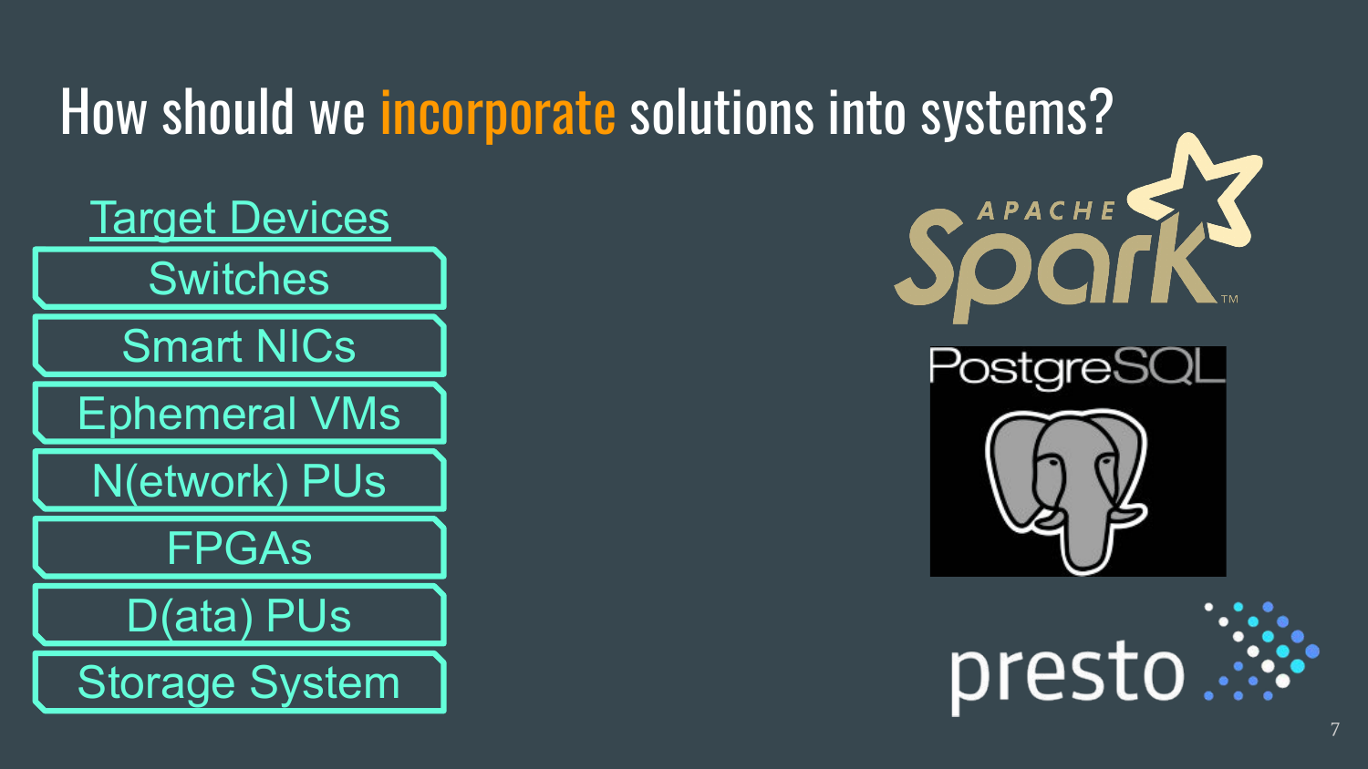# How should we incorporate solutions into systems?

**Target Devices**

- Switches
- Smart NICs
- Ephemeral VMs
- N(etwork) PUs
- FPGAs
- D(ata) PUs
- Storage System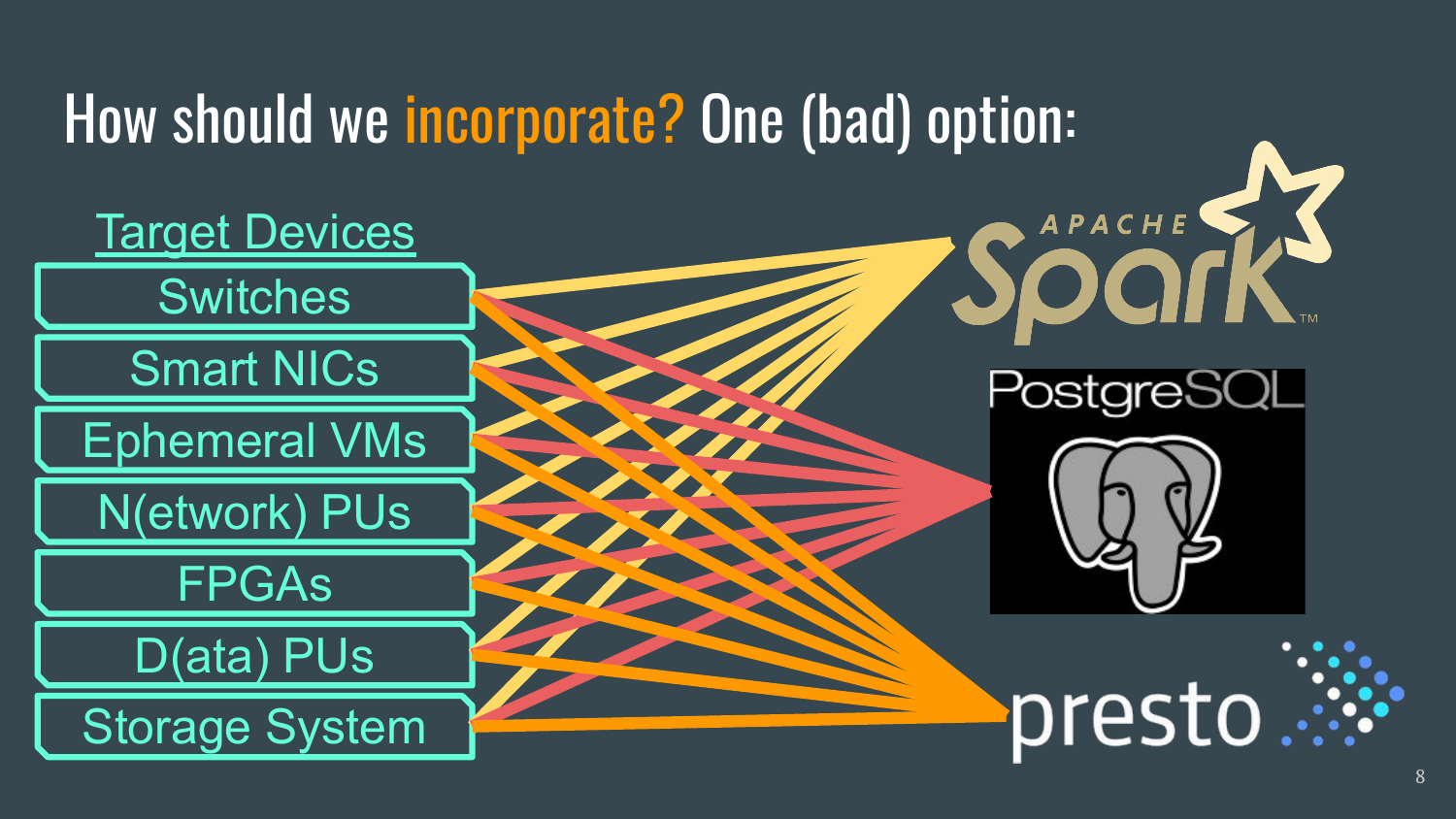# How should we incorporate? One (bad) option:

Target Devices

- Switches
- Smart NICs
- Ephemeral VMs
- N(etwork) PUs
- FPGAs
- D(ata) PUs
- Storage System

Apache Spark

PostgreSQL

presto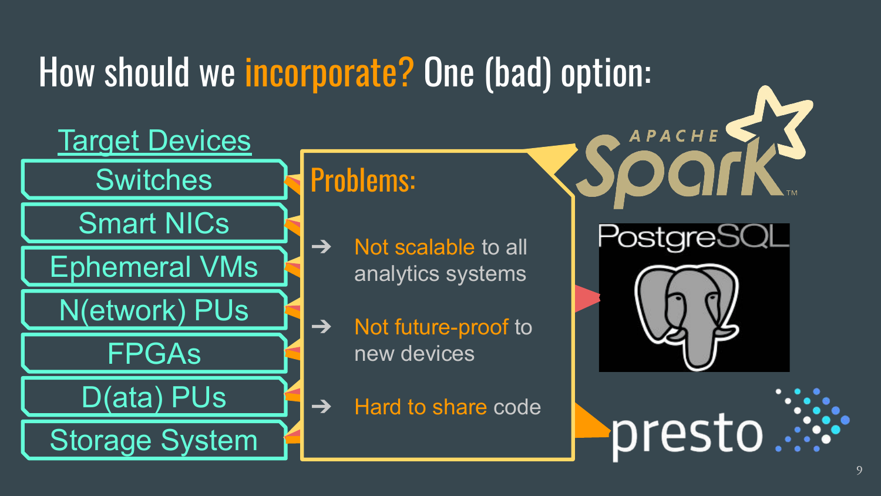# How should we incorporate? One (bad) option:

**Target Devices**

- Switches
- Smart NICs
- Ephemeral VMs
- N(etwork) PUs
- FPGAs
- D(ata) PUs
- Storage System

## Problems:

➔ Not scalable to all analytics systems

➔ Not future-proof to new devices

➔ Hard to share code

APACHE Spark™

PostgreSQL

presto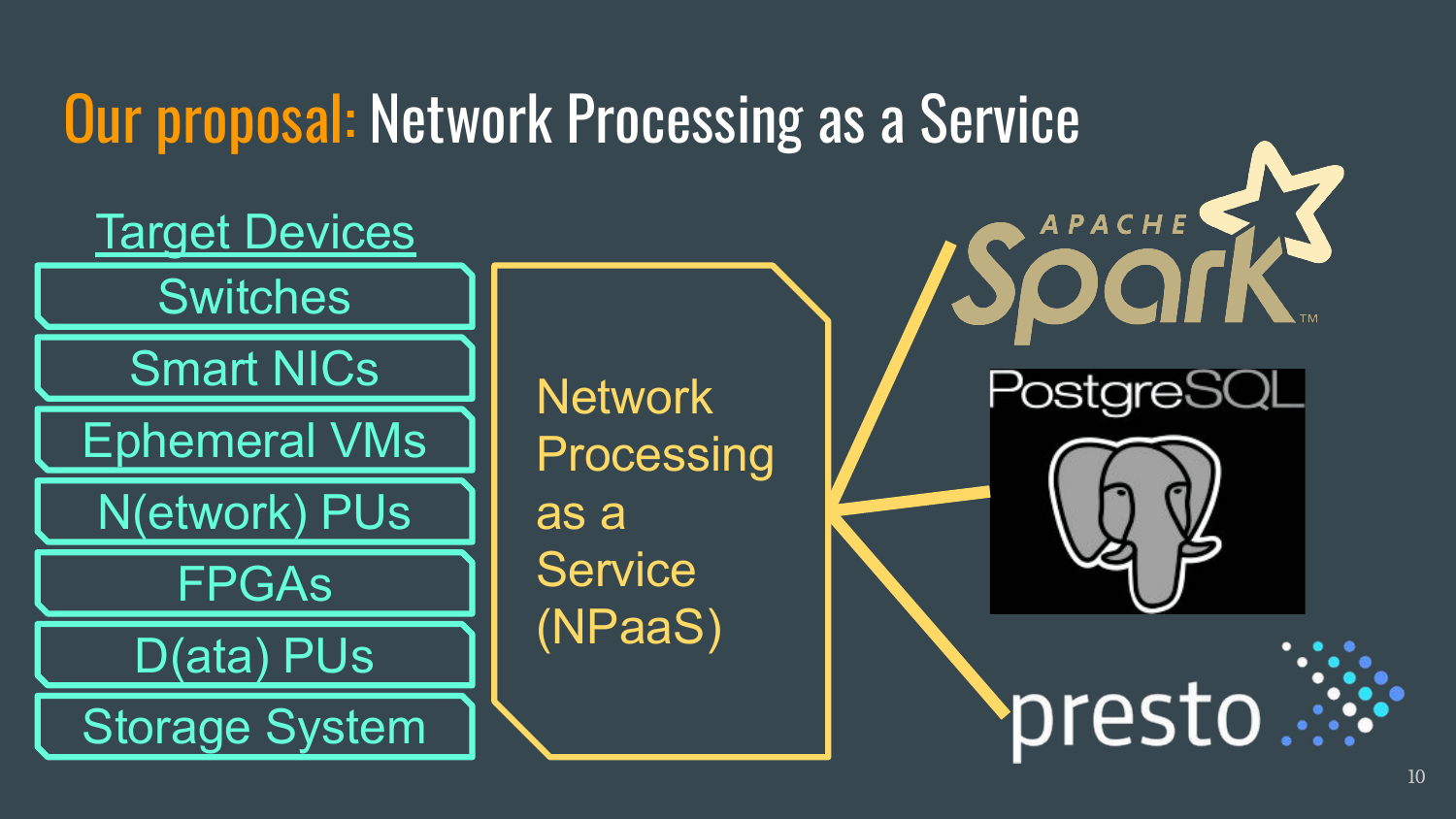# Our proposal: Network Processing as a Service

**Target Devices**

- Switches
- Smart NICs
- Ephemeral VMs
- N(etwork) PUs
- FPGAs
- D(ata) PUs
- Storage System

Network Processing as a Service (NPaaS)

APACHE Spark

PostgreSQL

presto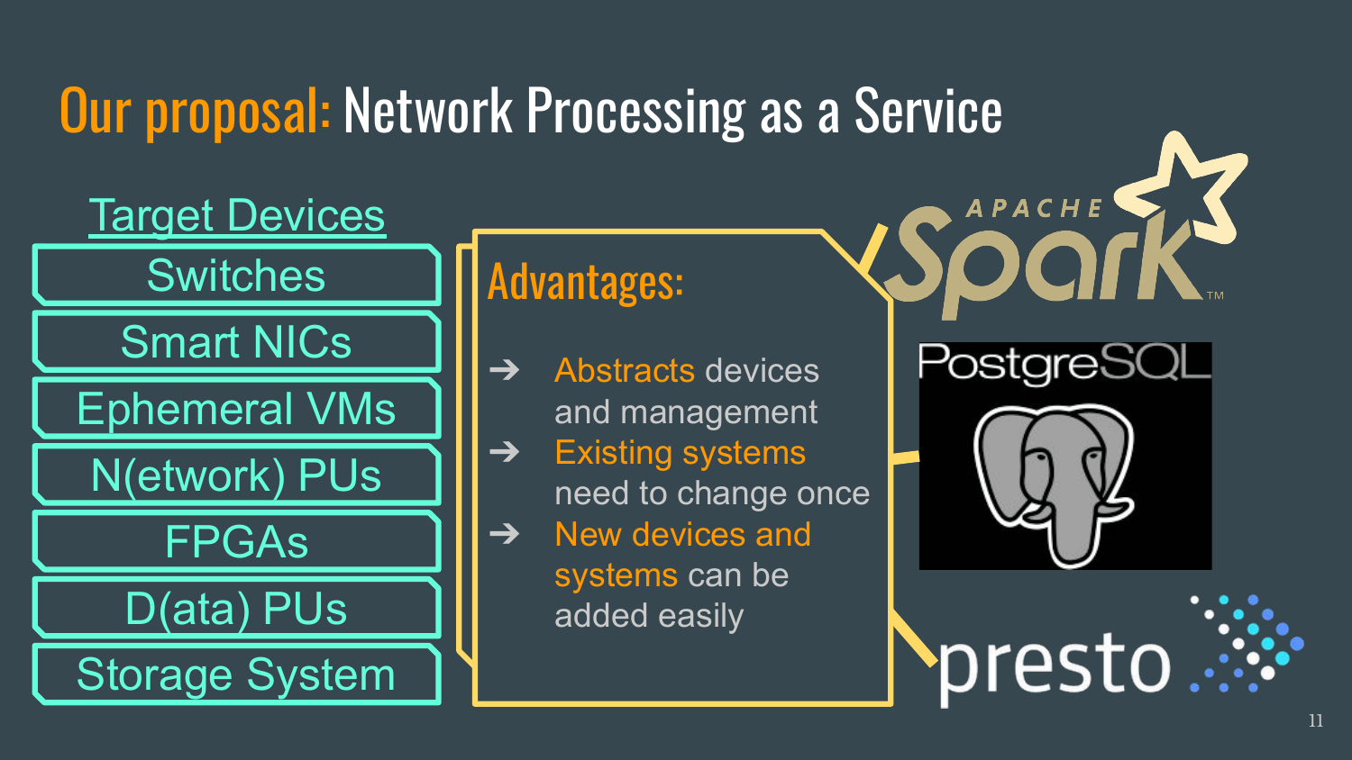# Our proposal: Network Processing as a Service

## Target Devices

- Switches
- Smart NICs
- Ephemeral VMs
- N(etwork) PUs
- FPGAs
- D(ata) PUs
- Storage System

## Advantages:

- Abstracts devices and management
- Existing systems need to change once
- New devices and systems can be added easily

Apache Spark

PostgreSQL

presto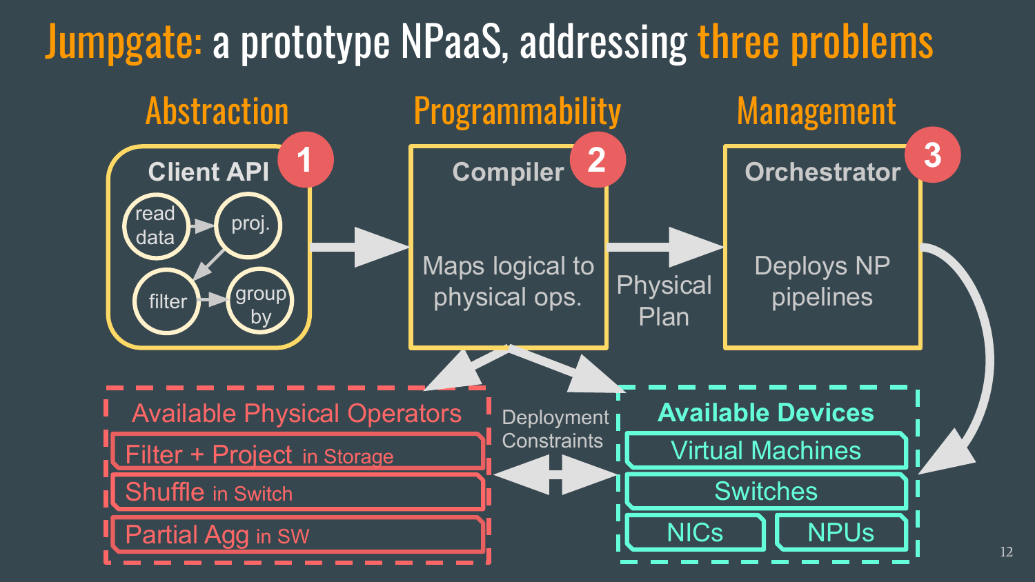# Jumpgate: a prototype NPaaS, addressing three problems

## 1. Abstraction

**Client API**

- read data → proj. → filter → group by

## 2. Programmability

**Compiler**

Maps logical to physical ops.

Physical Plan

## 3. Management

**Orchestrator**

Deploys NP pipelines

---

**Available Physical Operators**

- Filter + Project in Storage
- Shuffle in Switch
- Partial Agg in SW

Deployment Constraints

**Available Devices**

- Virtual Machines
- Switches
- NICs
- NPUs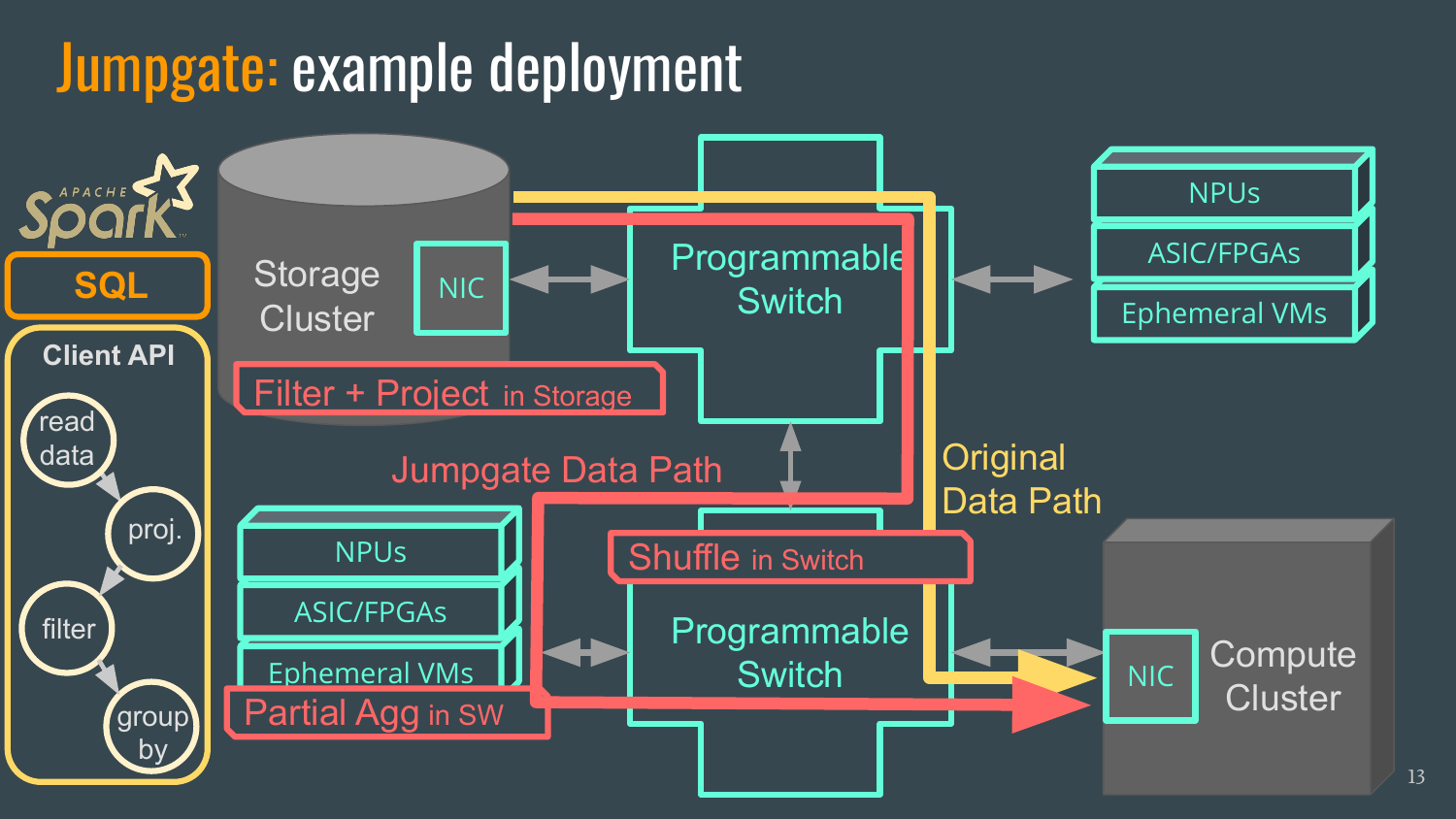# Jumpgate: example deployment

Apache Spark

**SQL**

**Client API**

- read data
- proj.
- filter
- group by

Storage Cluster

NIC

Filter + Project in Storage

Programmable Switch

NPUs

ASIC/FPGAs

Ephemeral VMs

Jumpgate Data Path

Original Data Path

Shuffle in Switch

Programmable Switch

NPUs

ASIC/FPGAs

Ephemeral VMs

Partial Agg in SW

NIC

Compute Cluster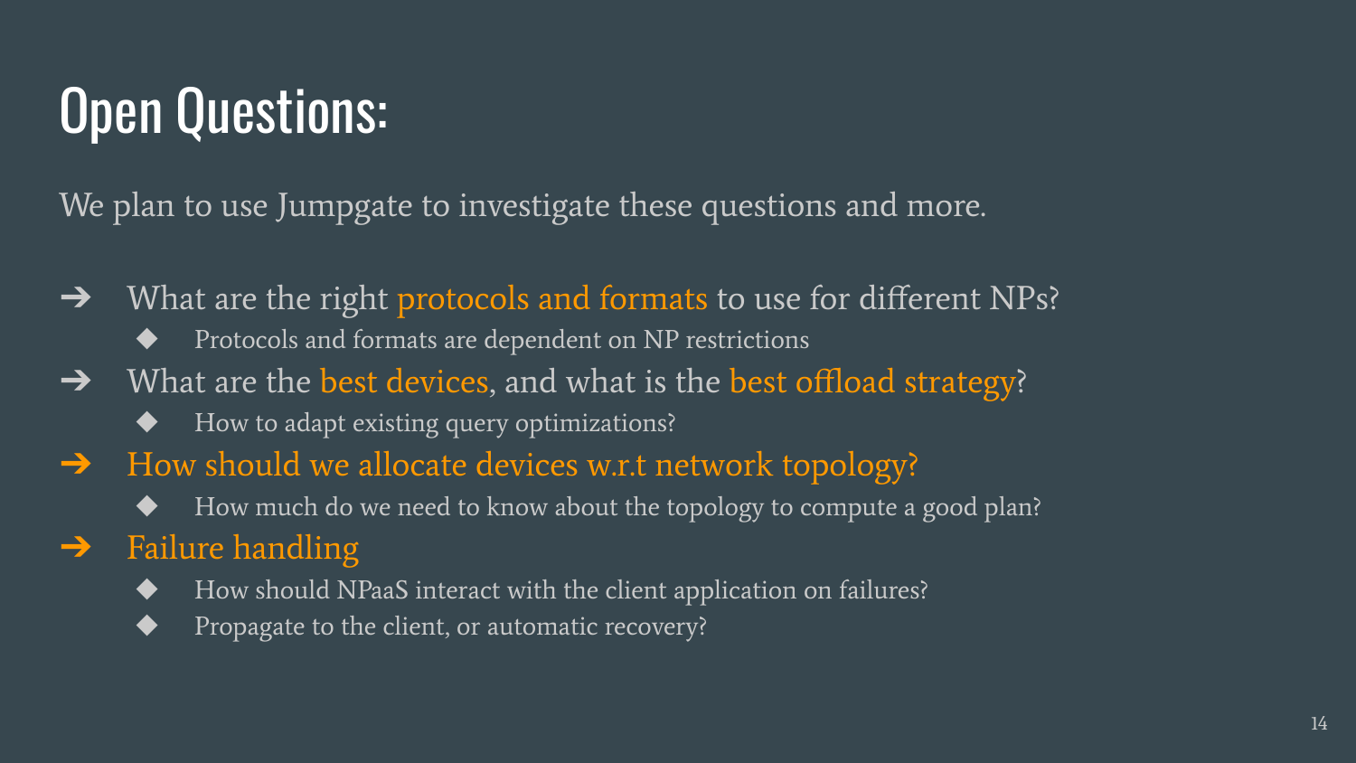# Open Questions:

We plan to use Jumpgate to investigate these questions and more.

- What are the right protocols and formats to use for different NPs?
  - Protocols and formats are dependent on NP restrictions
- What are the best devices, and what is the best offload strategy?
  - How to adapt existing query optimizations?
- How should we allocate devices w.r.t network topology?
  - How much do we need to know about the topology to compute a good plan?
- Failure handling
  - How should NPaaS interact with the client application on failures?
  - Propagate to the client, or automatic recovery?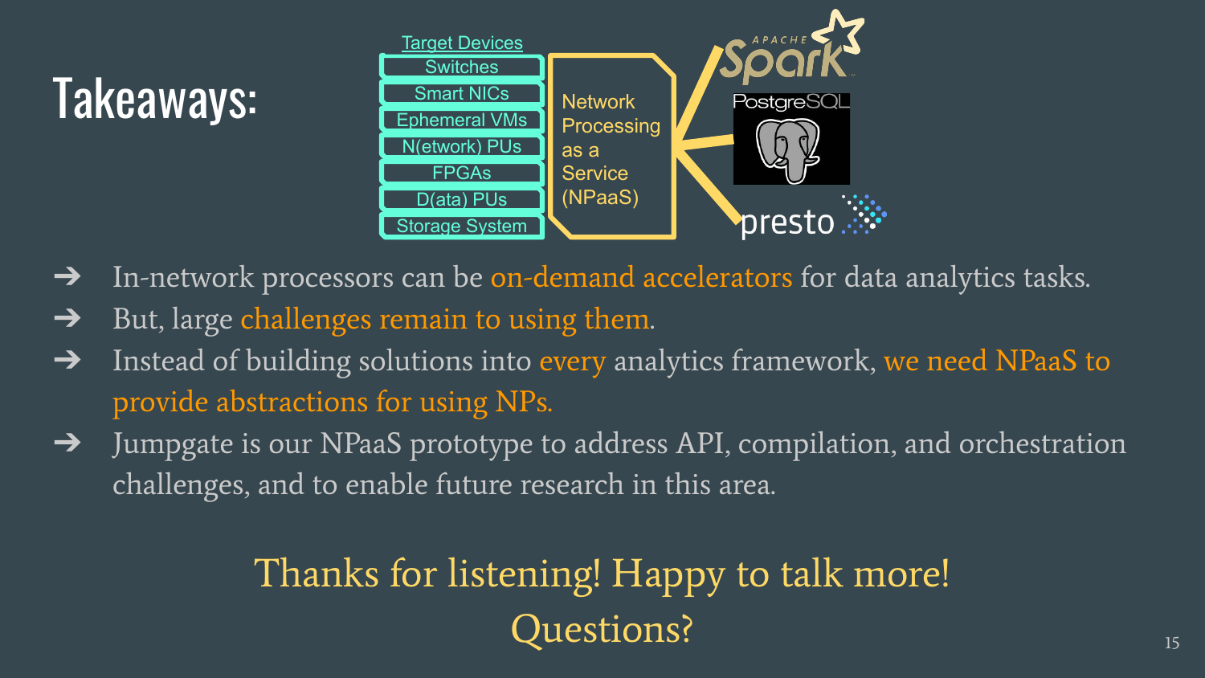# Takeaways:

Target Devices

- Switches
- Smart NICs
- Ephemeral VMs
- N(etwork) PUs
- FPGAs
- D(ata) PUs
- Storage System

Network Processing as a Service (NPaaS)

APACHE Spark

PostgreSQL

presto

- ➔ In-network processors can be on-demand accelerators for data analytics tasks.
- ➔ But, large challenges remain to using them.
- ➔ Instead of building solutions into every analytics framework, we need NPaaS to provide abstractions for using NPs.
- ➔ Jumpgate is our NPaaS prototype to address API, compilation, and orchestration challenges, and to enable future research in this area.

Thanks for listening! Happy to talk more!
Questions?